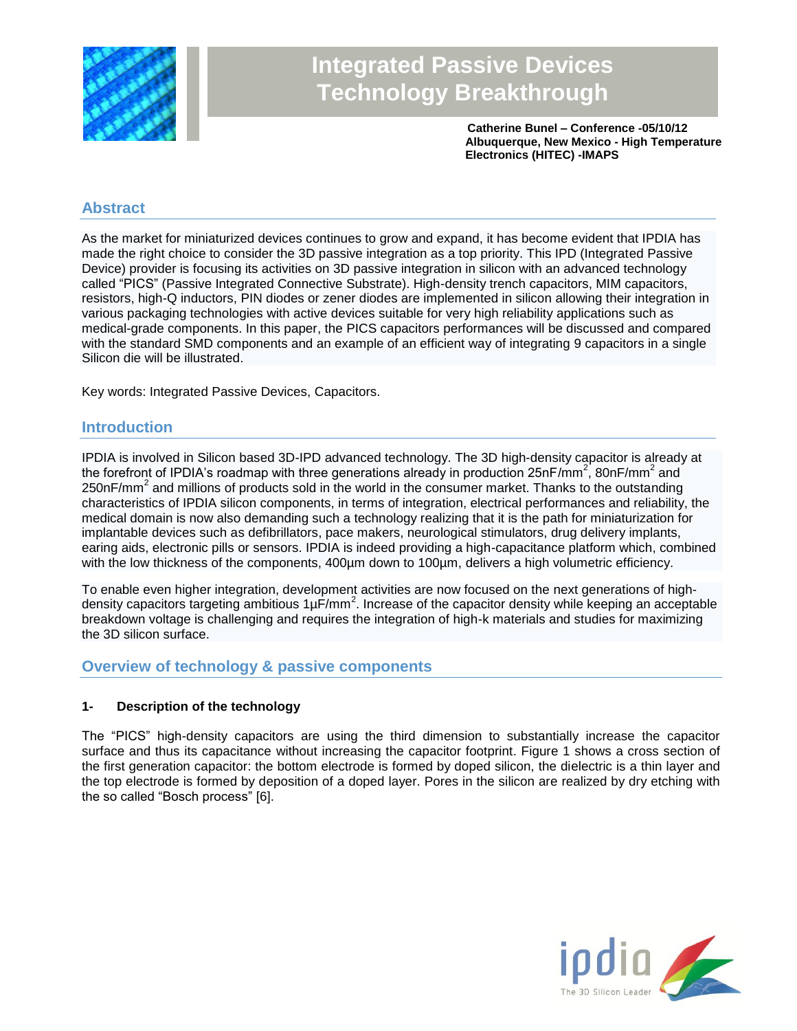# Integrated Passive Devices Technology Breakthrough

**Catherine Bunel – Conference -05/10/12**
**Albuquerque, New Mexico - High Temperature Electronics (HITEC) -IMAPS**

## Abstract

As the market for miniaturized devices continues to grow and expand, it has become evident that IPDIA has made the right choice to consider the 3D passive integration as a top priority. This IPD (Integrated Passive Device) provider is focusing its activities on 3D passive integration in silicon with an advanced technology called "PICS" (Passive Integrated Connective Substrate). High-density trench capacitors, MIM capacitors, resistors, high-Q inductors, PIN diodes or zener diodes are implemented in silicon allowing their integration in various packaging technologies with active devices suitable for very high reliability applications such as medical-grade components. In this paper, the PICS capacitors performances will be discussed and compared with the standard SMD components and an example of an efficient way of integrating 9 capacitors in a single Silicon die will be illustrated.

Key words: Integrated Passive Devices, Capacitors.

## Introduction

IPDIA is involved in Silicon based 3D-IPD advanced technology. The 3D high-density capacitor is already at the forefront of IPDIA's roadmap with three generations already in production 25nF/mm$^2$, 80nF/mm$^2$ and 250nF/mm$^2$ and millions of products sold in the world in the consumer market. Thanks to the outstanding characteristics of IPDIA silicon components, in terms of integration, electrical performances and reliability, the medical domain is now also demanding such a technology realizing that it is the path for miniaturization for implantable devices such as defibrillators, pace makers, neurological stimulators, drug delivery implants, earing aids, electronic pills or sensors. IPDIA is indeed providing a high-capacitance platform which, combined with the low thickness of the components, 400µm down to 100µm, delivers a high volumetric efficiency.

To enable even higher integration, development activities are now focused on the next generations of high-density capacitors targeting ambitious 1µF/mm$^2$. Increase of the capacitor density while keeping an acceptable breakdown voltage is challenging and requires the integration of high-k materials and studies for maximizing the 3D silicon surface.

## Overview of technology & passive components

### 1- Description of the technology

The "PICS" high-density capacitors are using the third dimension to substantially increase the capacitor surface and thus its capacitance without increasing the capacitor footprint. Figure 1 shows a cross section of the first generation capacitor: the bottom electrode is formed by doped silicon, the dielectric is a thin layer and the top electrode is formed by deposition of a doped layer. Pores in the silicon are realized by dry etching with the so called "Bosch process" [6].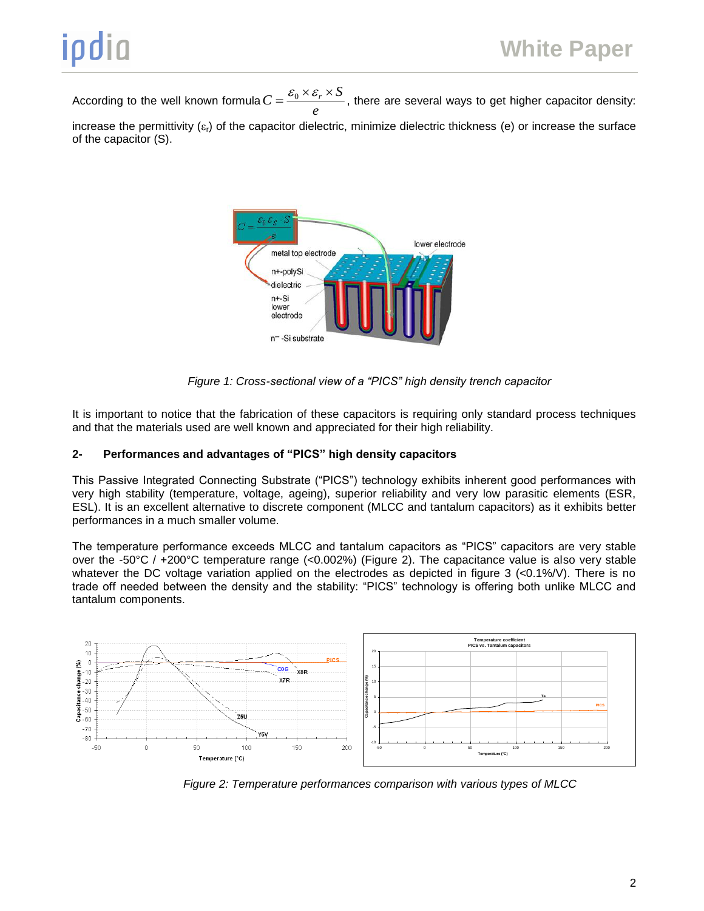According to the well known formula $C = \frac{\varepsilon_0 \times \varepsilon_r \times S}{e}$, there are several ways to get higher capacitor density: increase the permittivity ($\varepsilon_r$) of the capacitor dielectric, minimize dielectric thickness (e) or increase the surface of the capacitor (S).

*Figure 1: Cross-sectional view of a "PICS" high density trench capacitor*

It is important to notice that the fabrication of these capacitors is requiring only standard process techniques and that the materials used are well known and appreciated for their high reliability.

### 2- Performances and advantages of "PICS" high density capacitors

This Passive Integrated Connecting Substrate ("PICS") technology exhibits inherent good performances with very high stability (temperature, voltage, ageing), superior reliability and very low parasitic elements (ESR, ESL). It is an excellent alternative to discrete component (MLCC and tantalum capacitors) as it exhibits better performances in a much smaller volume.

The temperature performance exceeds MLCC and tantalum capacitors as "PICS" capacitors are very stable over the -50°C / +200°C temperature range (<0.002%) (Figure 2). The capacitance value is also very stable whatever the DC voltage variation applied on the electrodes as depicted in figure 3 (<0.1%/V). There is no trade off needed between the density and the stability: "PICS" technology is offering both unlike MLCC and tantalum components.

*Figure 2: Temperature performances comparison with various types of MLCC*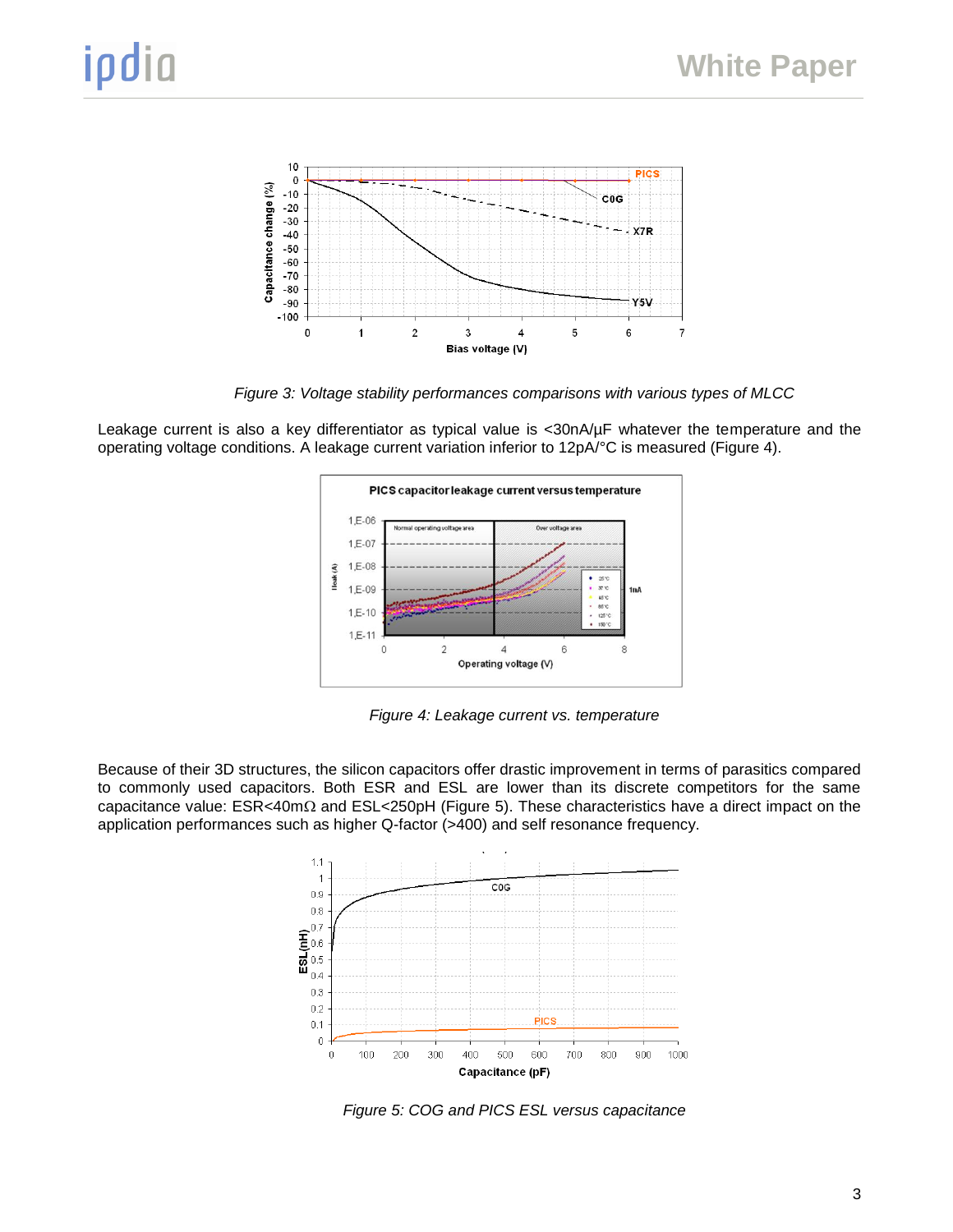*Figure 3: Voltage stability performances comparisons with various types of MLCC*

Leakage current is also a key differentiator as typical value is <30nA/µF whatever the temperature and the operating voltage conditions. A leakage current variation inferior to 12pA/°C is measured (Figure 4).

*Figure 4: Leakage current vs. temperature*

Because of their 3D structures, the silicon capacitors offer drastic improvement in terms of parasitics compared to commonly used capacitors. Both ESR and ESL are lower than its discrete competitors for the same capacitance value: ESR<40mΩ and ESL<250pH (Figure 5). These characteristics have a direct impact on the application performances such as higher Q-factor (>400) and self resonance frequency.

*Figure 5: COG and PICS ESL versus capacitance*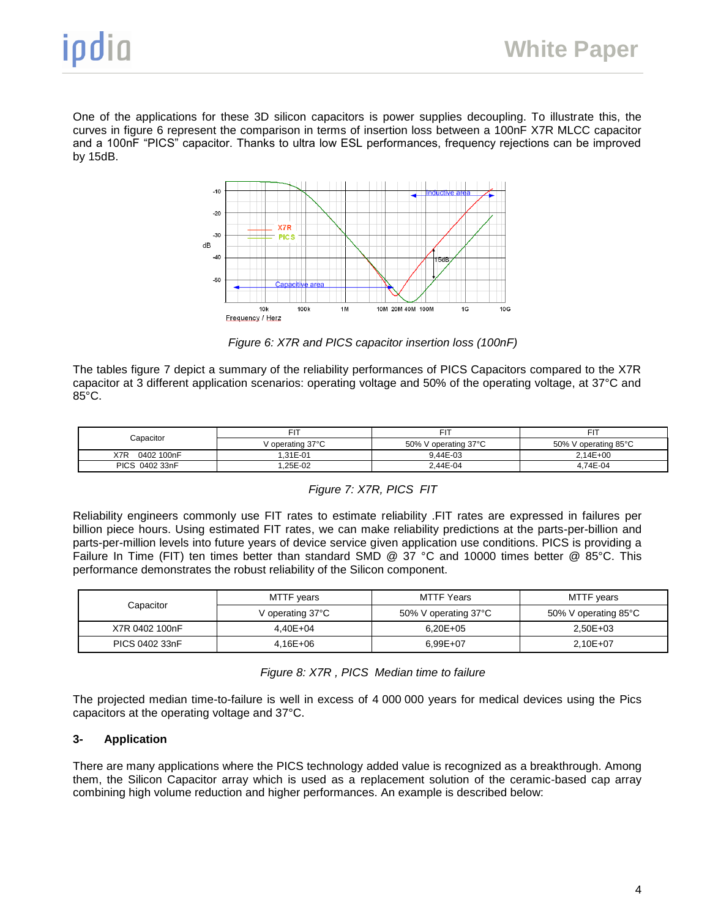One of the applications for these 3D silicon capacitors is power supplies decoupling. To illustrate this, the curves in figure 6 represent the comparison in terms of insertion loss between a 100nF X7R MLCC capacitor and a 100nF "PICS" capacitor. Thanks to ultra low ESL performances, frequency rejections can be improved by 15dB.

*Figure 6: X7R and PICS capacitor insertion loss (100nF)*

The tables figure 7 depict a summary of the reliability performances of PICS Capacitors compared to the X7R capacitor at 3 different application scenarios: operating voltage and 50% of the operating voltage, at 37°C and 85°C.

| Capacitor | FIT | FIT | FIT |
|---|---|---|---|
| | V operating 37°C | 50% V operating 37°C | 50% V operating 85°C |
| X7R 0402 100nF | 1,31E-01 | 9,44E-03 | 2,14E+00 |
| PICS 0402 33nF | 1,25E-02 | 2,44E-04 | 4,74E-04 |

*Figure 7: X7R, PICS FIT*

Reliability engineers commonly use FIT rates to estimate reliability .FIT rates are expressed in failures per billion piece hours. Using estimated FIT rates, we can make reliability predictions at the parts-per-billion and parts-per-million levels into future years of device service given application use conditions. PICS is providing a Failure In Time (FIT) ten times better than standard SMD @ 37 °C and 10000 times better @ 85°C. This performance demonstrates the robust reliability of the Silicon component.

| Capacitor | MTTF years | MTTF Years | MTTF years |
|---|---|---|---|
| | V operating 37°C | 50% V operating 37°C | 50% V operating 85°C |
| X7R 0402 100nF | 4,40E+04 | 6,20E+05 | 2,50E+03 |
| PICS 0402 33nF | 4,16E+06 | 6,99E+07 | 2,10E+07 |

*Figure 8: X7R , PICS Median time to failure*

The projected median time-to-failure is well in excess of 4 000 000 years for medical devices using the Pics capacitors at the operating voltage and 37°C.

## 3- Application

There are many applications where the PICS technology added value is recognized as a breakthrough. Among them, the Silicon Capacitor array which is used as a replacement solution of the ceramic-based cap array combining high volume reduction and higher performances. An example is described below: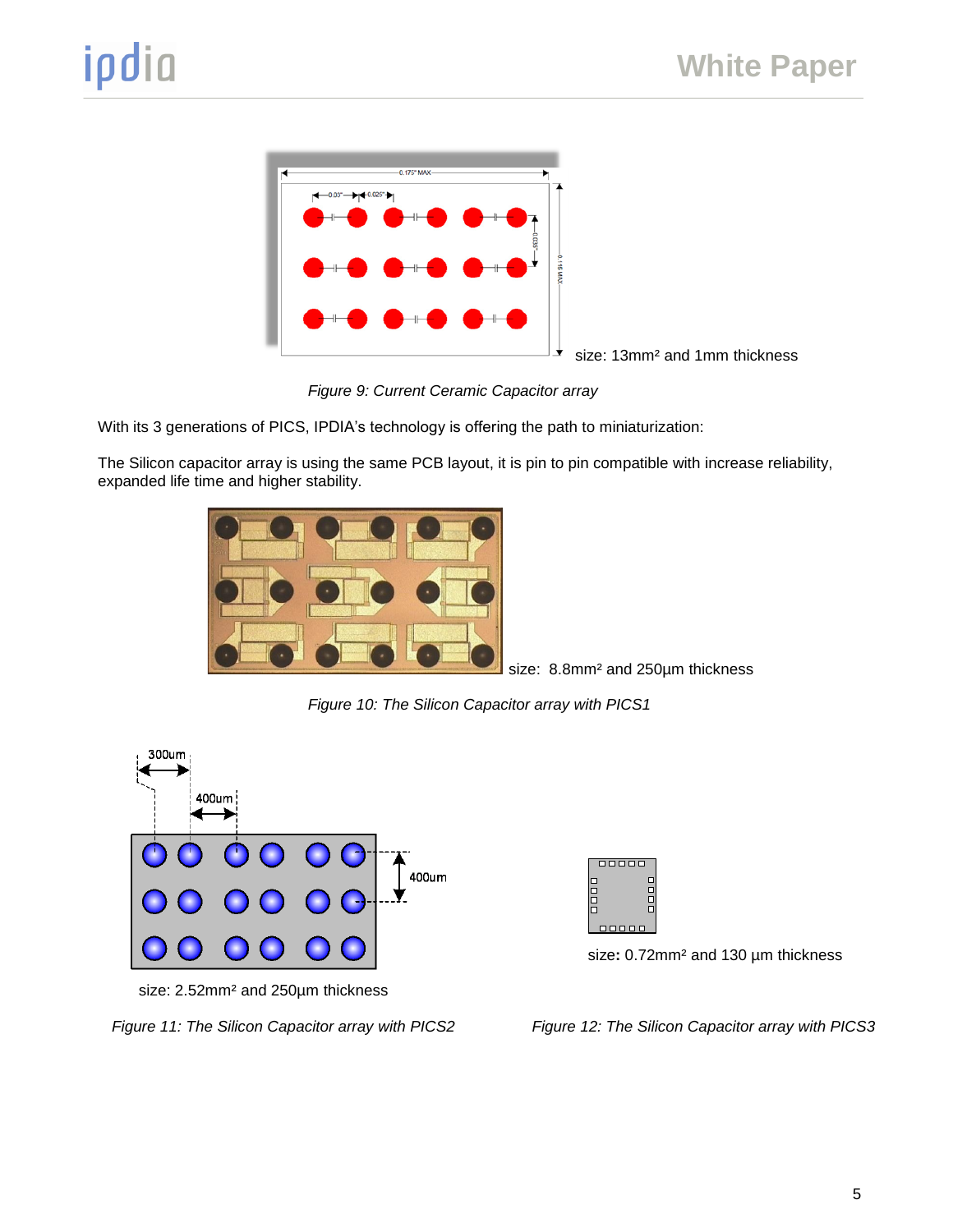size: 13mm² and 1mm thickness

*Figure 9: Current Ceramic Capacitor array*

With its 3 generations of PICS, IPDIA's technology is offering the path to miniaturization:

The Silicon capacitor array is using the same PCB layout, it is pin to pin compatible with increase reliability, expanded life time and higher stability.

size: 8.8mm² and 250µm thickness

*Figure 10: The Silicon Capacitor array with PICS1*

size: 2.52mm² and 250µm thickness

*Figure 11: The Silicon Capacitor array with PICS2*

size: 0.72mm² and 130 µm thickness

*Figure 12: The Silicon Capacitor array with PICS3*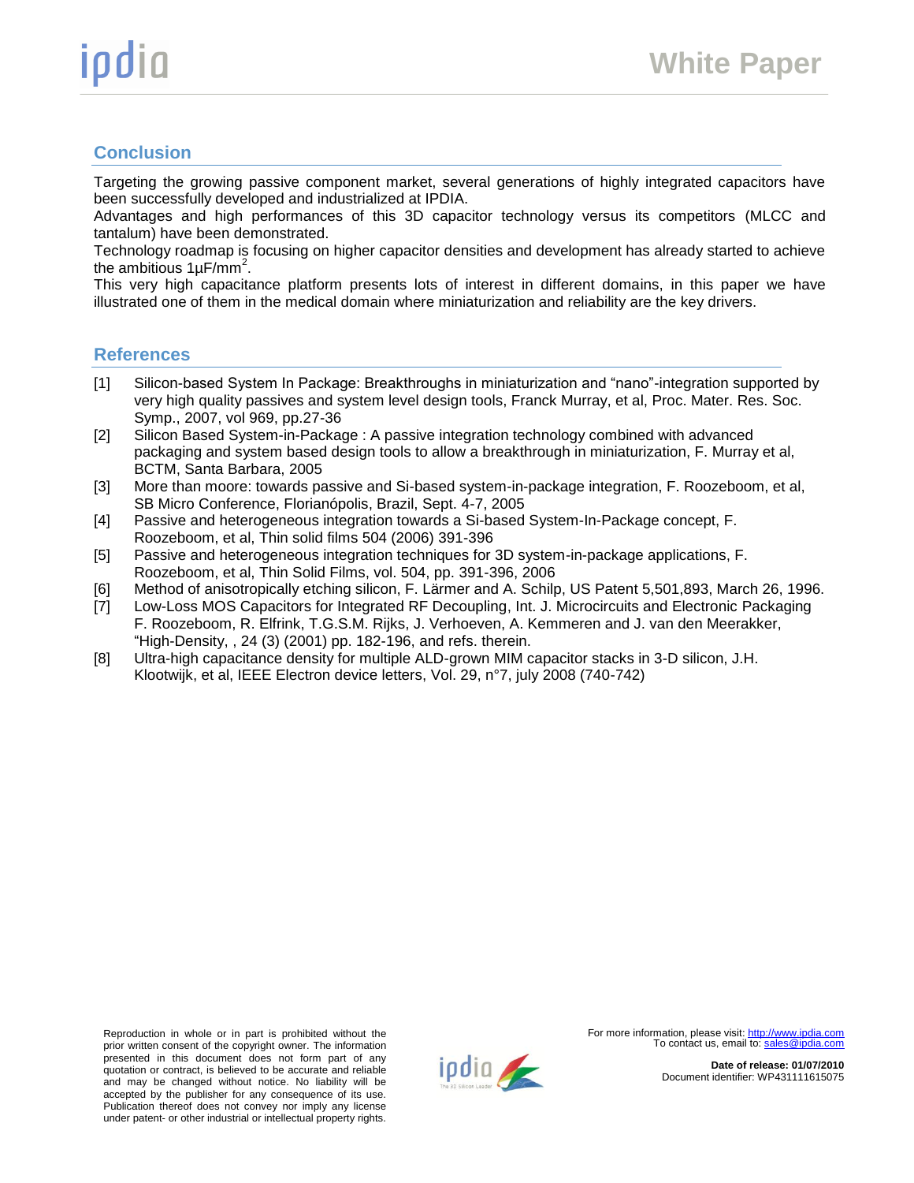## Conclusion

Targeting the growing passive component market, several generations of highly integrated capacitors have been successfully developed and industrialized at IPDIA.
Advantages and high performances of this 3D capacitor technology versus its competitors (MLCC and tantalum) have been demonstrated.
Technology roadmap is focusing on higher capacitor densities and development has already started to achieve the ambitious $1\mu F/mm^2$.
This very high capacitance platform presents lots of interest in different domains, in this paper we have illustrated one of them in the medical domain where miniaturization and reliability are the key drivers.

## References

[1] Silicon-based System In Package: Breakthroughs in miniaturization and "nano"-integration supported by very high quality passives and system level design tools, Franck Murray, et al, Proc. Mater. Res. Soc. Symp., 2007, vol 969, pp.27-36

[2] Silicon Based System-in-Package : A passive integration technology combined with advanced packaging and system based design tools to allow a breakthrough in miniaturization, F. Murray et al, BCTM, Santa Barbara, 2005

[3] More than moore: towards passive and Si-based system-in-package integration, F. Roozeboom, et al, SB Micro Conference, Florianópolis, Brazil, Sept. 4-7, 2005

[4] Passive and heterogeneous integration towards a Si-based System-In-Package concept, F. Roozeboom, et al, Thin solid films 504 (2006) 391-396

[5] Passive and heterogeneous integration techniques for 3D system-in-package applications, F. Roozeboom, et al, Thin Solid Films, vol. 504, pp. 391-396, 2006

[6] Method of anisotropically etching silicon, F. Lärmer and A. Schilp, US Patent 5,501,893, March 26, 1996.

[7] Low-Loss MOS Capacitors for Integrated RF Decoupling, Int. J. Microcircuits and Electronic Packaging F. Roozeboom, R. Elfrink, T.G.S.M. Rijks, J. Verhoeven, A. Kemmeren and J. van den Meerakker, "High-Density, , 24 (3) (2001) pp. 182-196, and refs. therein.

[8] Ultra-high capacitance density for multiple ALD-grown MIM capacitor stacks in 3-D silicon, J.H. Klootwijk, et al, IEEE Electron device letters, Vol. 29, n°7, july 2008 (740-742)

Reproduction in whole or in part is prohibited without the prior written consent of the copyright owner. The information presented in this document does not form part of any quotation or contract, is believed to be accurate and reliable and may be changed without notice. No liability will be accepted by the publisher for any consequence of its use. Publication thereof does not convey nor imply any license under patent- or other industrial or intellectual property rights.

For more information, please visit: http://www.ipdia.com
To contact us, email to: sales@ipdia.com

**Date of release: 01/07/2010**
Document identifier: WP431111615075